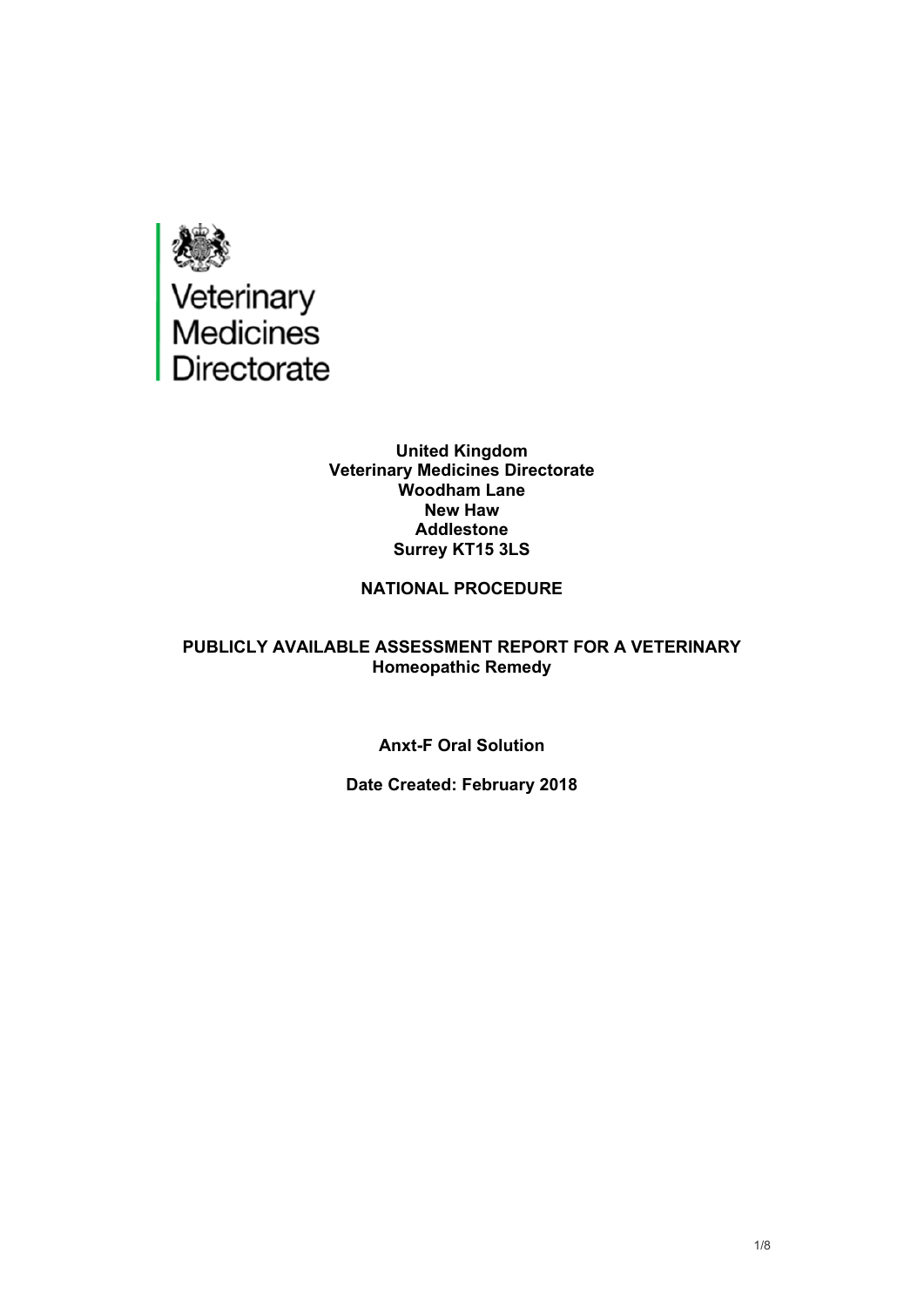Veterinary
Medicines
Directorate

**United Kingdom**
**Veterinary Medicines Directorate**
**Woodham Lane**
**New Haw**
**Addlestone**
**Surrey KT15 3LS**

**NATIONAL PROCEDURE**

**PUBLICLY AVAILABLE ASSESSMENT REPORT FOR A VETERINARY Homeopathic Remedy**

**Anxt-F Oral Solution**

**Date Created: February 2018**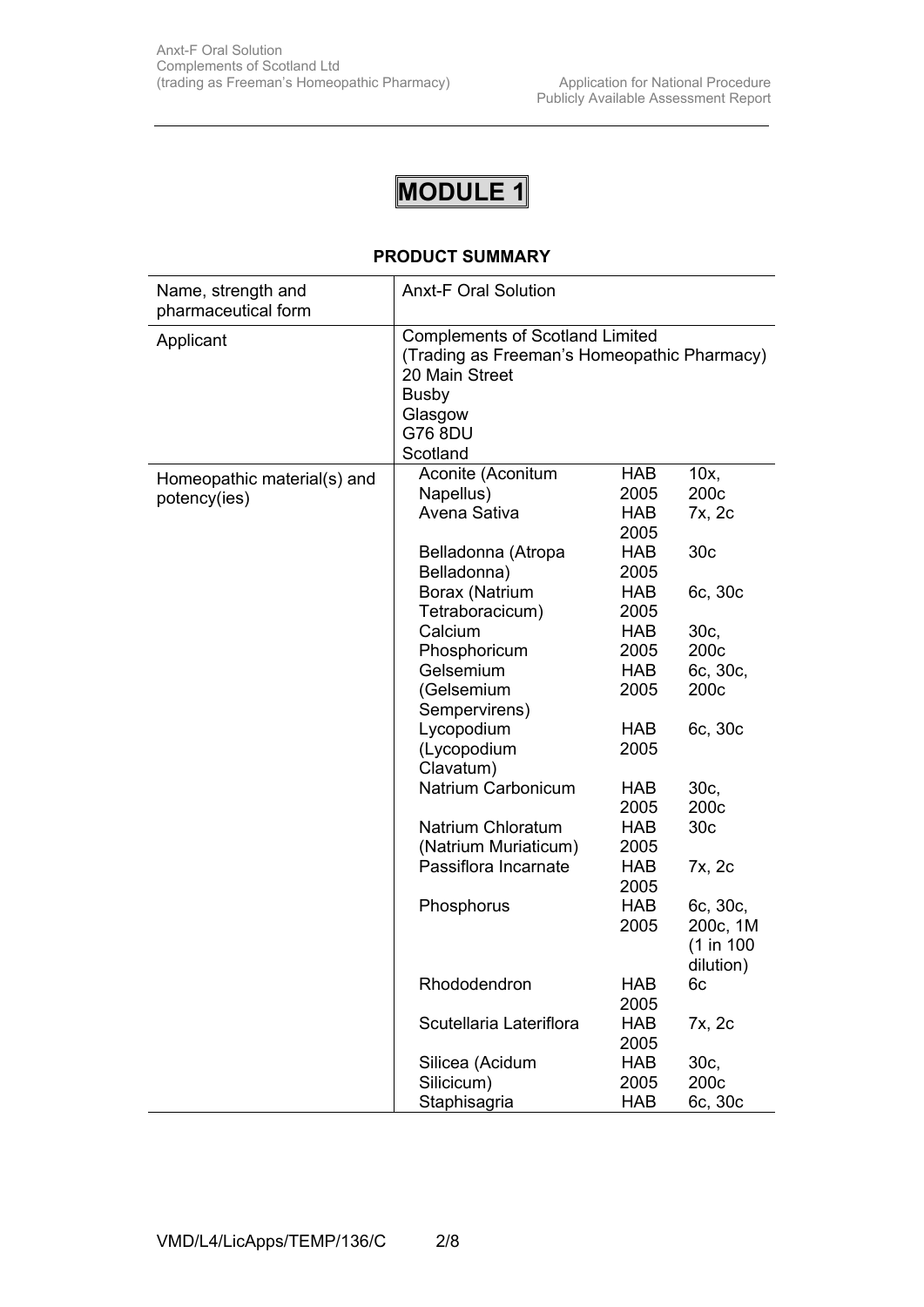# MODULE 1

## PRODUCT SUMMARY

| Name, strength and pharmaceutical form | Anxt-F Oral Solution | | |
|---|---|---|---|
| Applicant | Complements of Scotland Limited<br>(Trading as Freeman's Homeopathic Pharmacy)<br>20 Main Street<br>Busby<br>Glasgow<br>G76 8DU<br>Scotland | | |
| Homeopathic material(s) and potency(ies) | Aconite (Aconitum Napellus) | HAB 2005 | 10x, 200c |
| | Avena Sativa | HAB 2005 | 7x, 2c |
| | Belladonna (Atropa Belladonna) | HAB 2005 | 30c |
| | Borax (Natrium Tetraboracicum) | HAB 2005 | 6c, 30c |
| | Calcium Phosphoricum | HAB 2005 | 30c, 200c |
| | Gelsemium (Gelsemium Sempervirens) | HAB 2005 | 6c, 30c, 200c |
| | Lycopodium (Lycopodium Clavatum) | HAB 2005 | 6c, 30c |
| | Natrium Carbonicum | HAB 2005 | 30c, 200c |
| | Natrium Chloratum (Natrium Muriaticum) | HAB 2005 | 30c |
| | Passiflora Incarnate | HAB 2005 | 7x, 2c |
| | Phosphorus | HAB 2005 | 6c, 30c, 200c, 1M (1 in 100 dilution) |
| | Rhododendron | HAB 2005 | 6c |
| | Scutellaria Lateriflora | HAB 2005 | 7x, 2c |
| | Silicea (Acidum Silicicum) | HAB 2005 | 30c, 200c |
| | Staphisagria | HAB | 6c, 30c |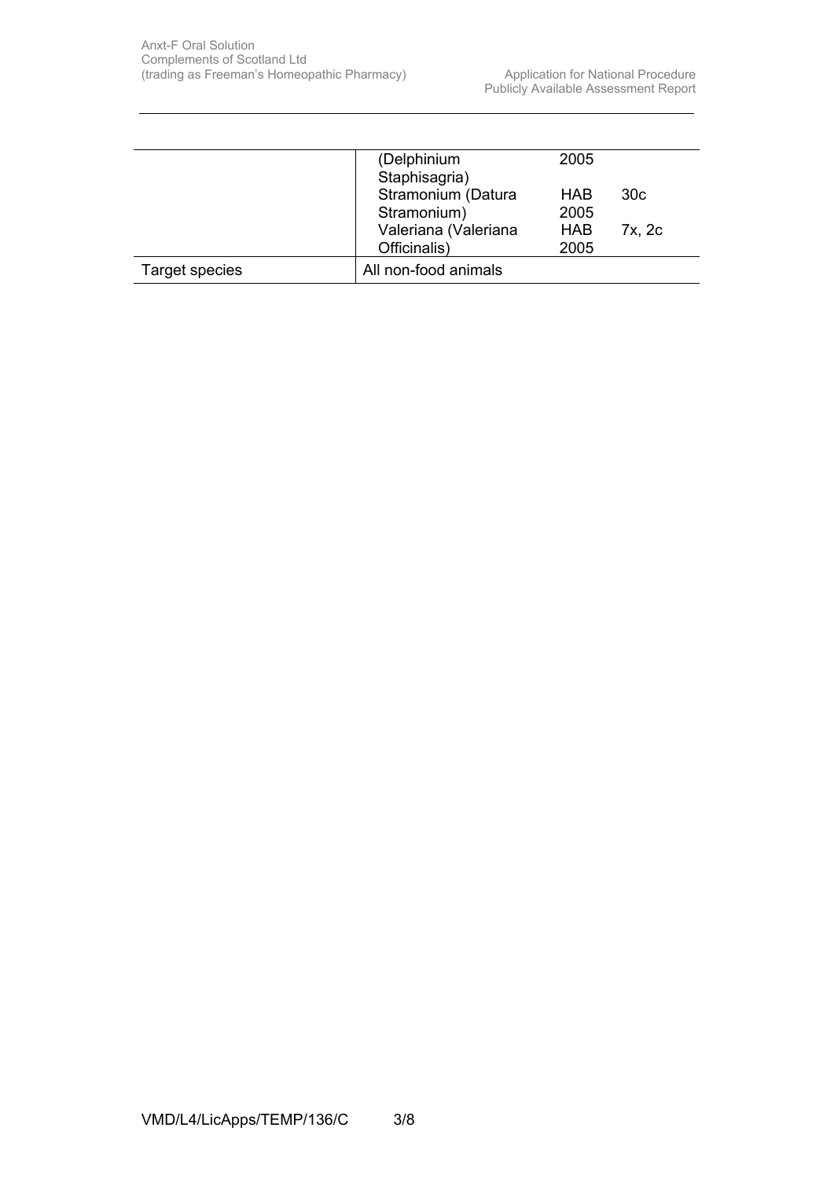| | | | |
|---|---|---|---|
| | (Delphinium Staphisagria) | 2005 | |
| | Stramonium (Datura Stramonium) | HAB 2005 | 30c |
| | Valeriana (Valeriana Officinalis) | HAB 2005 | 7x, 2c |
| Target species | All non-food animals | | |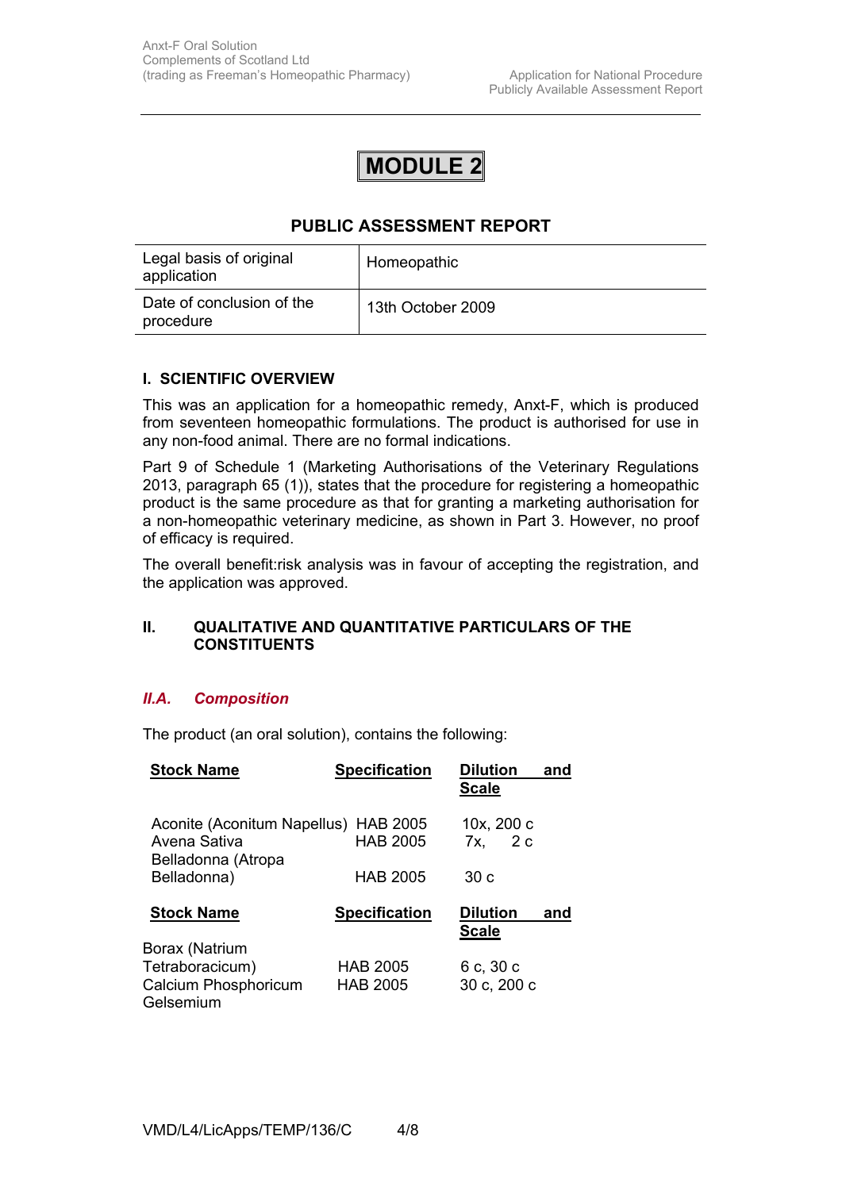# MODULE 2

## PUBLIC ASSESSMENT REPORT

| Legal basis of original application | Homeopathic |
|---|---|
| Date of conclusion of the procedure | 13th October 2009 |

### I. SCIENTIFIC OVERVIEW

This was an application for a homeopathic remedy, Anxt-F, which is produced from seventeen homeopathic formulations. The product is authorised for use in any non-food animal. There are no formal indications.

Part 9 of Schedule 1 (Marketing Authorisations of the Veterinary Regulations 2013, paragraph 65 (1)), states that the procedure for registering a homeopathic product is the same procedure as that for granting a marketing authorisation for a non-homeopathic veterinary medicine, as shown in Part 3. However, no proof of efficacy is required.

The overall benefit:risk analysis was in favour of accepting the registration, and the application was approved.

### II. QUALITATIVE AND QUANTITATIVE PARTICULARS OF THE CONSTITUENTS

#### *II.A. Composition*

The product (an oral solution), contains the following:

| Stock Name | Specification | Dilution and Scale |
|---|---|---|
| Aconite (Aconitum Napellus) | HAB 2005 | 10x, 200 c |
| Avena Sativa | HAB 2005 | 7x, 2 c |
| Belladonna (Atropa Belladonna) | HAB 2005 | 30 c |

| Stock Name | Specification | Dilution and Scale |
|---|---|---|
| Borax (Natrium Tetraboracicum) | HAB 2005 | 6 c, 30 c |
| Calcium Phosphoricum | HAB 2005 | 30 c, 200 c |
| Gelsemium | | |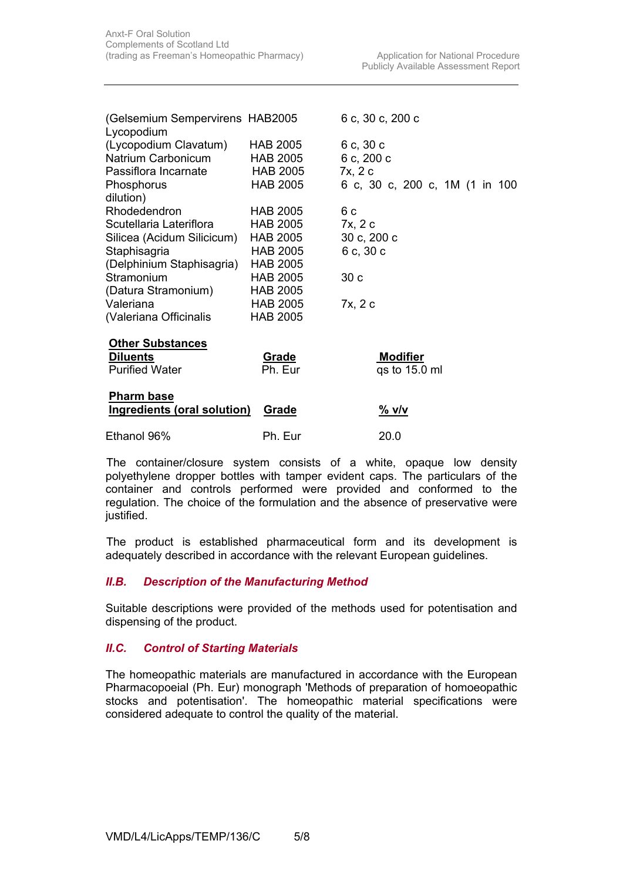| | | |
|---|---|---|
| (Gelsemium Sempervirens | HAB2005 | 6 c, 30 c, 200 c |
| Lycopodium (Lycopodium Clavatum) | HAB 2005 | 6 c, 30 c |
| Natrium Carbonicum | HAB 2005 | 6 c, 200 c |
| Passiflora Incarnate | HAB 2005 | 7x, 2 c |
| Phosphorus | HAB 2005 | 6 c, 30 c, 200 c, 1M (1 in 100 dilution) |
| Rhodedendron | HAB 2005 | 6 c |
| Scutellaria Lateriflora | HAB 2005 | 7x, 2 c |
| Silicea (Acidum Silicicum) | HAB 2005 | 30 c, 200 c |
| Staphisagria | HAB 2005 | 6 c, 30 c |
| (Delphinium Staphisagria) | HAB 2005 | |
| Stramonium | HAB 2005 | 30 c |
| (Datura Stramonium) | HAB 2005 | |
| Valeriana | HAB 2005 | 7x, 2 c |
| (Valeriana Officinalis | HAB 2005 | |

**Other Substances**

| **Diluents** | **Grade** | **Modifier** |
|---|---|---|
| Purified Water | Ph. Eur | qs to 15.0 ml |

**Pharm base**

| **Ingredients (oral solution)** | **Grade** | **% v/v** |
|---|---|---|
| Ethanol 96% | Ph. Eur | 20.0 |

The container/closure system consists of a white, opaque low density polyethylene dropper bottles with tamper evident caps. The particulars of the container and controls performed were provided and conformed to the regulation. The choice of the formulation and the absence of preservative were justified.

The product is established pharmaceutical form and its development is adequately described in accordance with the relevant European guidelines.

### *II.B. Description of the Manufacturing Method*

Suitable descriptions were provided of the methods used for potentisation and dispensing of the product.

### *II.C. Control of Starting Materials*

The homeopathic materials are manufactured in accordance with the European Pharmacopoeial (Ph. Eur) monograph 'Methods of preparation of homoeopathic stocks and potentisation'. The homeopathic material specifications were considered adequate to control the quality of the material.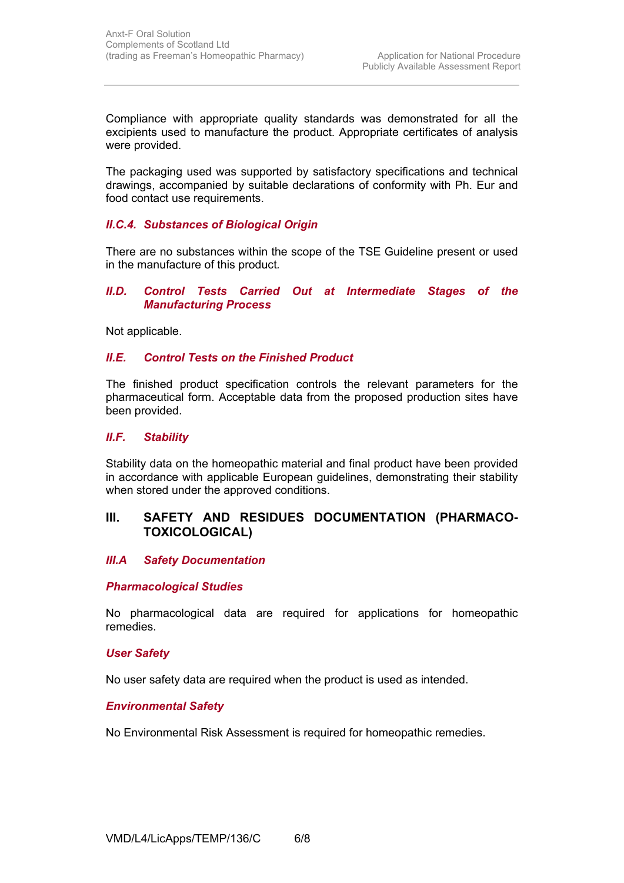Compliance with appropriate quality standards was demonstrated for all the excipients used to manufacture the product. Appropriate certificates of analysis were provided.

The packaging used was supported by satisfactory specifications and technical drawings, accompanied by suitable declarations of conformity with Ph. Eur and food contact use requirements.

#### *II.C.4. Substances of Biological Origin*

There are no substances within the scope of the TSE Guideline present or used in the manufacture of this product.

### *II.D. Control Tests Carried Out at Intermediate Stages of the Manufacturing Process*

Not applicable.

### *II.E. Control Tests on the Finished Product*

The finished product specification controls the relevant parameters for the pharmaceutical form. Acceptable data from the proposed production sites have been provided.

### *II.F. Stability*

Stability data on the homeopathic material and final product have been provided in accordance with applicable European guidelines, demonstrating their stability when stored under the approved conditions.

## III. SAFETY AND RESIDUES DOCUMENTATION (PHARMACO-TOXICOLOGICAL)

### *III.A Safety Documentation*

#### *Pharmacological Studies*

No pharmacological data are required for applications for homeopathic remedies.

#### *User Safety*

No user safety data are required when the product is used as intended.

#### *Environmental Safety*

No Environmental Risk Assessment is required for homeopathic remedies.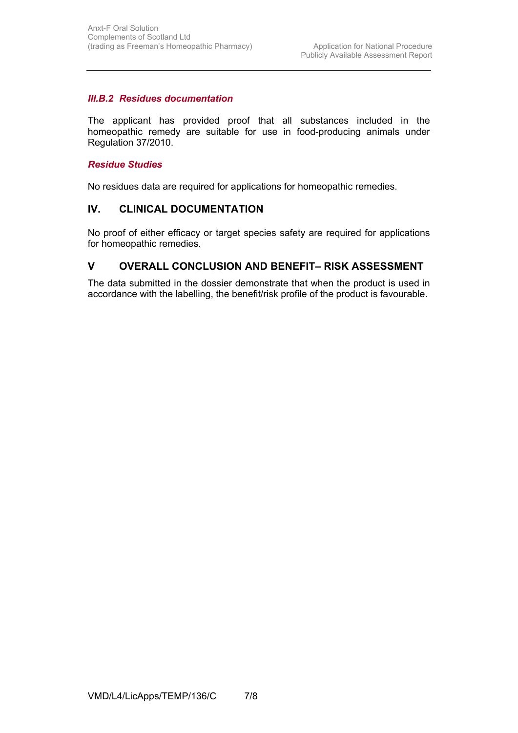### *III.B.2 Residues documentation*

The applicant has provided proof that all substances included in the homeopathic remedy are suitable for use in food-producing animals under Regulation 37/2010.

### *Residue Studies*

No residues data are required for applications for homeopathic remedies.

## IV. CLINICAL DOCUMENTATION

No proof of either efficacy or target species safety are required for applications for homeopathic remedies.

## V OVERALL CONCLUSION AND BENEFIT– RISK ASSESSMENT

The data submitted in the dossier demonstrate that when the product is used in accordance with the labelling, the benefit/risk profile of the product is favourable.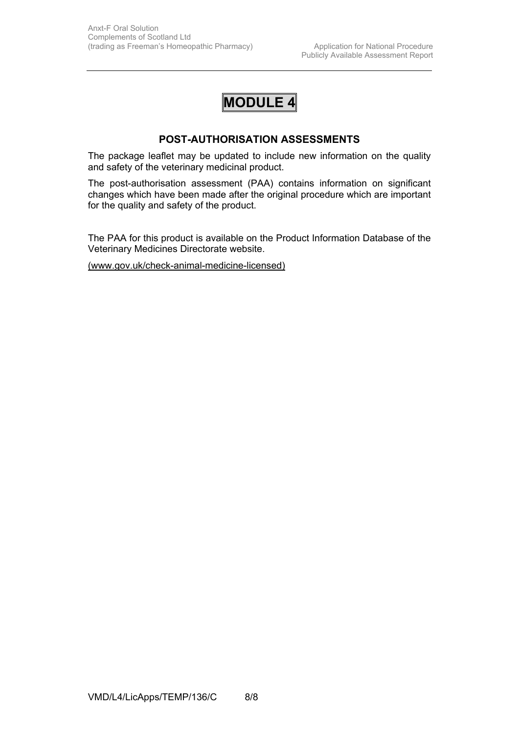# MODULE 4

## POST-AUTHORISATION ASSESSMENTS

The package leaflet may be updated to include new information on the quality and safety of the veterinary medicinal product.

The post-authorisation assessment (PAA) contains information on significant changes which have been made after the original procedure which are important for the quality and safety of the product.

The PAA for this product is available on the Product Information Database of the Veterinary Medicines Directorate website.

(www.gov.uk/check-animal-medicine-licensed)